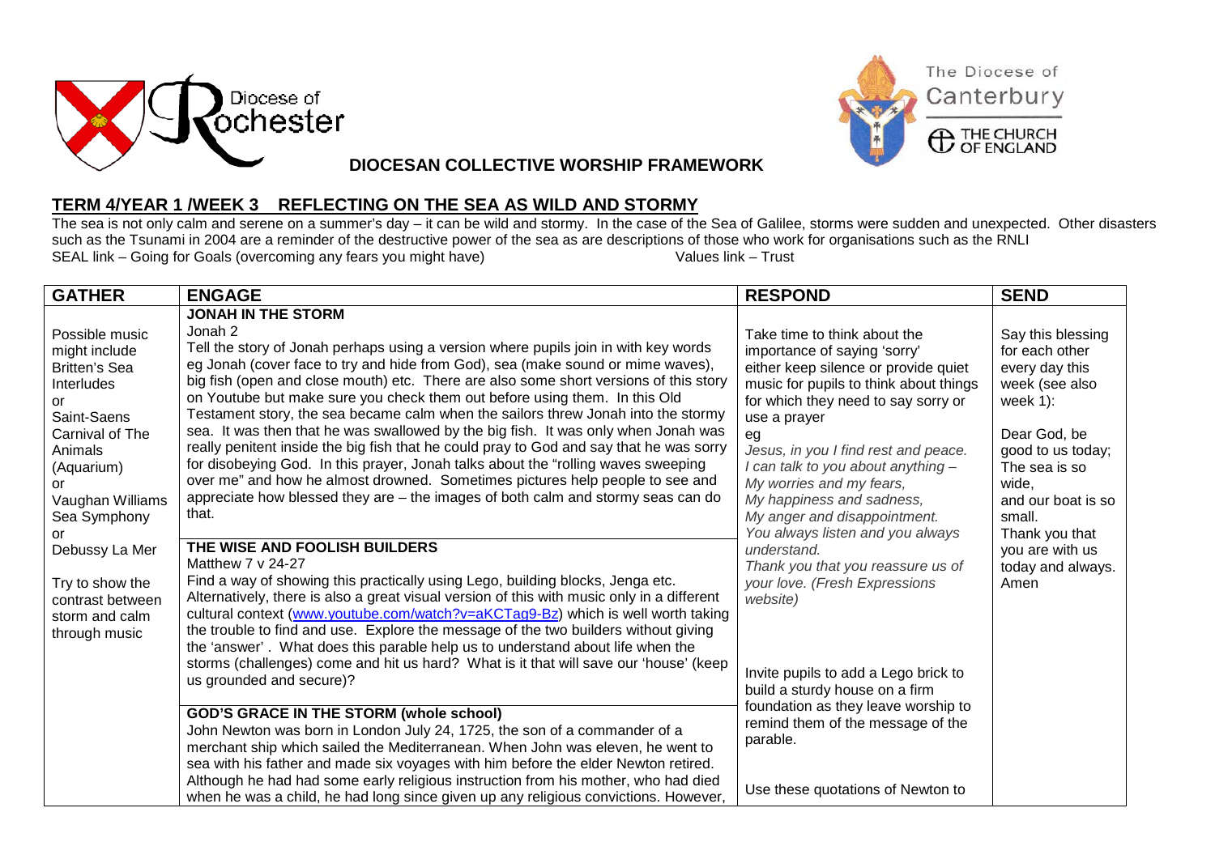Diocese of Rochester

The Diocese of Canterbury
THE CHURCH OF ENGLAND

**DIOCESAN COLLECTIVE WORSHIP FRAMEWORK**

## TERM 4/YEAR 1 /WEEK 3 REFLECTING ON THE SEA AS WILD AND STORMY

The sea is not only calm and serene on a summer's day – it can be wild and stormy. In the case of the Sea of Galilee, storms were sudden and unexpected. Other disasters such as the Tsunami in 2004 are a reminder of the destructive power of the sea as are descriptions of those who work for organisations such as the RNLI
SEAL link – Going for Goals (overcoming any fears you might have) Values link – Trust

| GATHER | ENGAGE | RESPOND | SEND |
|---|---|---|---|
| Possible music might include Britten's Sea Interludes or Saint-Saens Carnival of The Animals (Aquarium) or Vaughan Williams Sea Symphony or Debussy La Mer<br><br>Try to show the contrast between storm and calm through music | **JONAH IN THE STORM**<br>Jonah 2<br>Tell the story of Jonah perhaps using a version where pupils join in with key words eg Jonah (cover face to try and hide from God), sea (make sound or mime waves), big fish (open and close mouth) etc. There are also some short versions of this story on Youtube but make sure you check them out before using them. In this Old Testament story, the sea became calm when the sailors threw Jonah into the stormy sea. It was then that he was swallowed by the big fish. It was only when Jonah was really penitent inside the big fish that he could pray to God and say that he was sorry for disobeying God. In this prayer, Jonah talks about the "rolling waves sweeping over me" and how he almost drowned. Sometimes pictures help people to see and appreciate how blessed they are – the images of both calm and stormy seas can do that. | Take time to think about the importance of saying 'sorry' either keep silence or provide quiet music for pupils to think about things for which they need to say sorry or use a prayer<br>eg<br>*Jesus, in you I find rest and peace.*<br>*I can talk to you about anything –*<br>*My worries and my fears,*<br>*My happiness and sadness,*<br>*My anger and disappointment.*<br>*You always listen and you always understand.*<br>*Thank you that you reassure us of your love. (Fresh Expressions website)* | Say this blessing for each other every day this week (see also week 1):<br><br>Dear God, be good to us today;<br>The sea is so wide,<br>and our boat is so small.<br>Thank you that you are with us today and always.<br>Amen |
| | **THE WISE AND FOOLISH BUILDERS**<br>Matthew 7 v 24-27<br>Find a way of showing this practically using Lego, building blocks, Jenga etc. Alternatively, there is also a great visual version of this with music only in a different cultural context (www.youtube.com/watch?v=aKCTag9-Bz) which is well worth taking the trouble to find and use. Explore the message of the two builders without giving the 'answer'. What does this parable help us to understand about life when the storms (challenges) come and hit us hard? What is it that will save our 'house' (keep us grounded and secure)? | Invite pupils to add a Lego brick to build a sturdy house on a firm foundation as they leave worship to remind them of the message of the parable. | |
| | **GOD'S GRACE IN THE STORM (whole school)**<br>John Newton was born in London July 24, 1725, the son of a commander of a merchant ship which sailed the Mediterranean. When John was eleven, he went to sea with his father and made six voyages with him before the elder Newton retired. Although he had had some early religious instruction from his mother, who had died when he was a child, he had long since given up any religious convictions. However, | Use these quotations of Newton to | |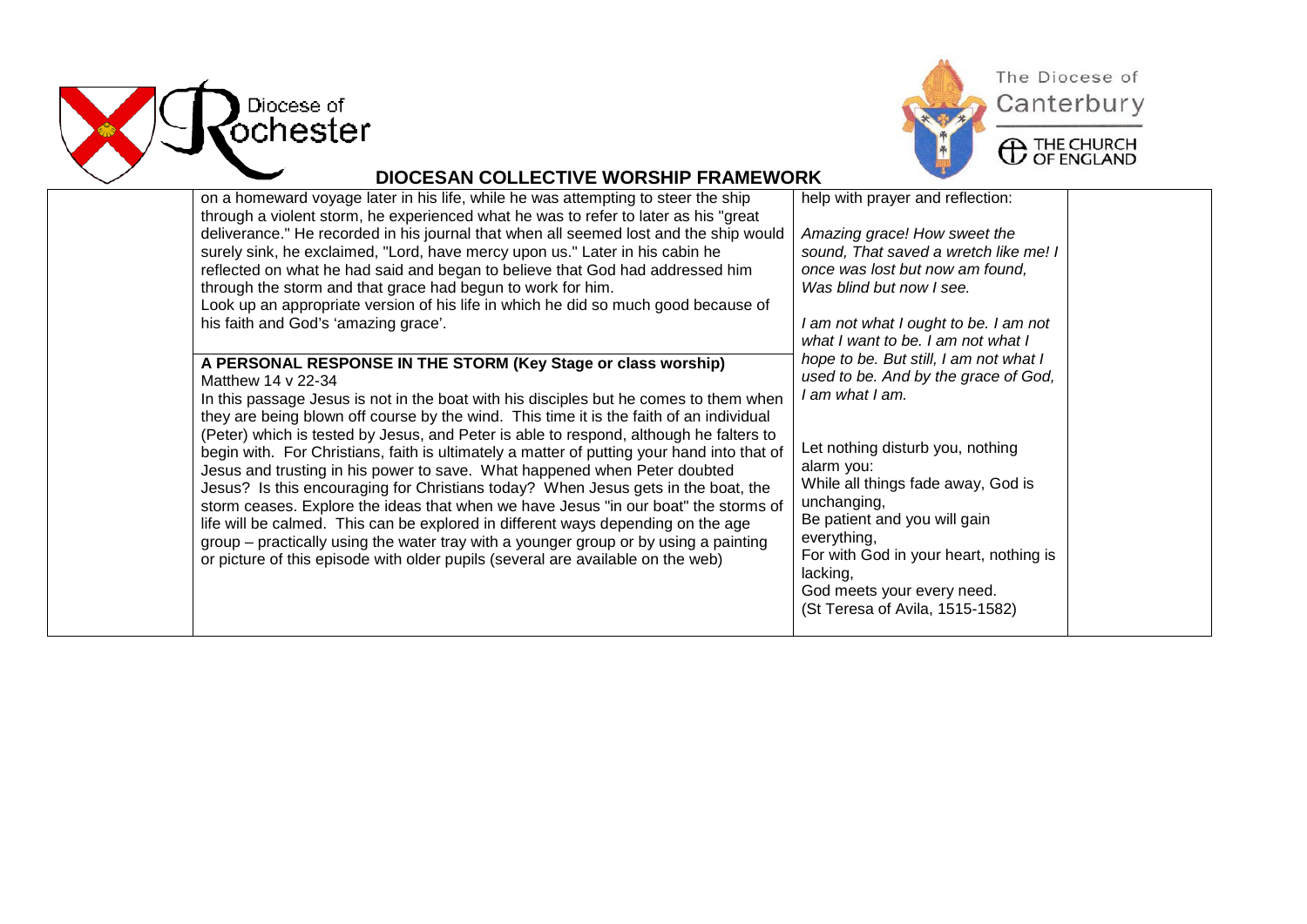## DIOCESAN COLLECTIVE WORSHIP FRAMEWORK

| | | | |
|---|---|---|---|
| | on a homeward voyage later in his life, while he was attempting to steer the ship through a violent storm, he experienced what he was to refer to later as his "great deliverance." He recorded in his journal that when all seemed lost and the ship would surely sink, he exclaimed, "Lord, have mercy upon us." Later in his cabin he reflected on what he had said and began to believe that God had addressed him through the storm and that grace had begun to work for him.<br>Look up an appropriate version of his life in which he did so much good because of his faith and God's 'amazing grace'.<br><br>**A PERSONAL RESPONSE IN THE STORM (Key Stage or class worship)**<br>Matthew 14 v 22-34<br>In this passage Jesus is not in the boat with his disciples but he comes to them when they are being blown off course by the wind. This time it is the faith of an individual (Peter) which is tested by Jesus, and Peter is able to respond, although he falters to begin with. For Christians, faith is ultimately a matter of putting your hand into that of Jesus and trusting in his power to save. What happened when Peter doubted Jesus? Is this encouraging for Christians today? When Jesus gets in the boat, the storm ceases. Explore the ideas that when we have Jesus "in our boat" the storms of life will be calmed. This can be explored in different ways depending on the age group – practically using the water tray with a younger group or by using a painting or picture of this episode with older pupils (several are available on the web) | help with prayer and reflection:<br><br>*Amazing grace! How sweet the sound, That saved a wretch like me! I once was lost but now am found, Was blind but now I see.*<br><br>*I am not what I ought to be. I am not what I want to be. I am not what I hope to be. But still, I am not what I used to be. And by the grace of God, I am what I am.*<br><br>Let nothing disturb you, nothing alarm you:<br>While all things fade away, God is unchanging,<br>Be patient and you will gain everything,<br>For with God in your heart, nothing is lacking,<br>God meets your every need.<br>(St Teresa of Avila, 1515-1582) | |